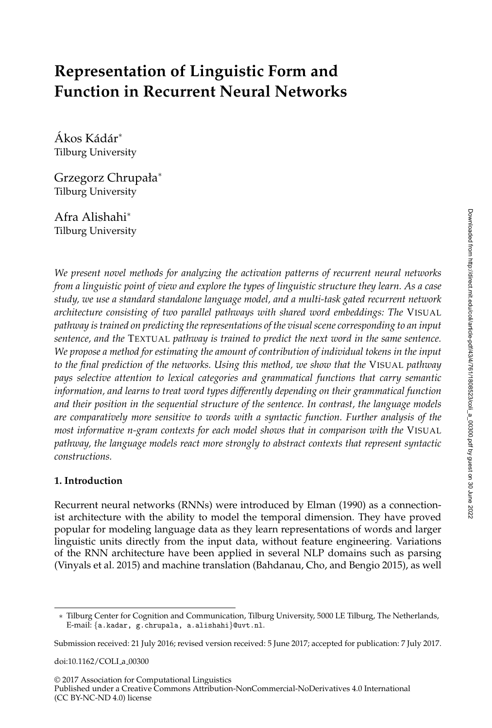# Representation of Linguistic Form and Function in Recurrent Neural Networks

Ákos Kádár*
Tilburg University

Grzegorz Chrupała*
Tilburg University

Afra Alishahi*
Tilburg University

*We present novel methods for analyzing the activation patterns of recurrent neural networks from a linguistic point of view and explore the types of linguistic structure they learn. As a case study, we use a standard standalone language model, and a multi-task gated recurrent network architecture consisting of two parallel pathways with shared word embeddings: The* VISUAL *pathway is trained on predicting the representations of the visual scene corresponding to an input sentence, and the* TEXTUAL *pathway is trained to predict the next word in the same sentence. We propose a method for estimating the amount of contribution of individual tokens in the input to the final prediction of the networks. Using this method, we show that the* VISUAL *pathway pays selective attention to lexical categories and grammatical functions that carry semantic information, and learns to treat word types differently depending on their grammatical function and their position in the sequential structure of the sentence. In contrast, the language models are comparatively more sensitive to words with a syntactic function. Further analysis of the most informative n-gram contexts for each model shows that in comparison with the* VISUAL *pathway, the language models react more strongly to abstract contexts that represent syntactic constructions.*

## 1. Introduction

Recurrent neural networks (RNNs) were introduced by Elman (1990) as a connectionist architecture with the ability to model the temporal dimension. They have proved popular for modeling language data as they learn representations of words and larger linguistic units directly from the input data, without feature engineering. Variations of the RNN architecture have been applied in several NLP domains such as parsing (Vinyals et al. 2015) and machine translation (Bahdanau, Cho, and Bengio 2015), as well

---

* Tilburg Center for Cognition and Communication, Tilburg University, 5000 LE Tilburg, The Netherlands, E-mail: {a.kadar, g.chrupala, a.alishahi}@uvt.nl.

Submission received: 21 July 2016; revised version received: 5 June 2017; accepted for publication: 7 July 2017.

doi:10.1162/COLI_a_00300

© 2017 Association for Computational Linguistics
Published under a Creative Commons Attribution-NonCommercial-NoDerivatives 4.0 International (CC BY-NC-ND 4.0) license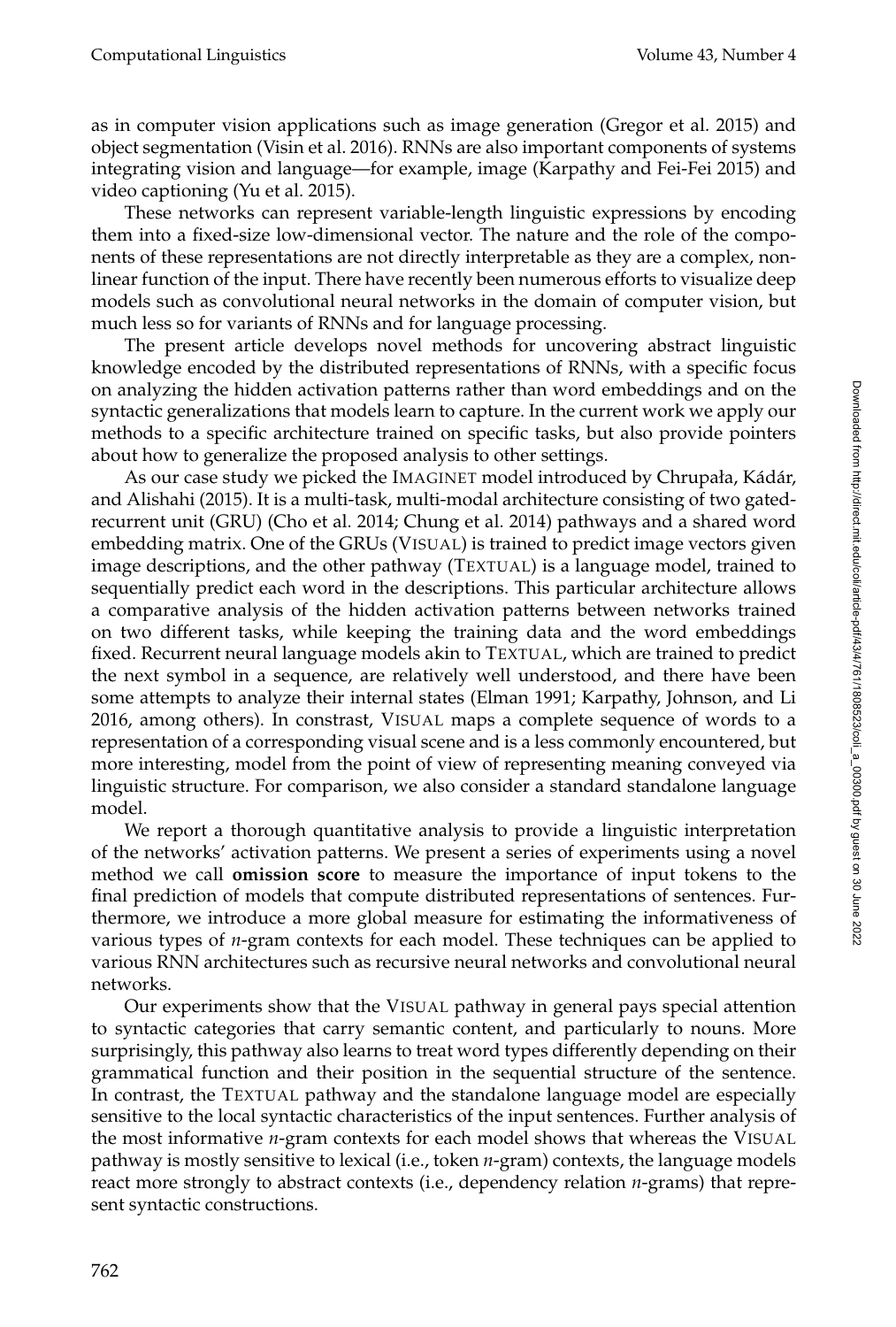as in computer vision applications such as image generation (Gregor et al. 2015) and object segmentation (Visin et al. 2016). RNNs are also important components of systems integrating vision and language—for example, image (Karpathy and Fei-Fei 2015) and video captioning (Yu et al. 2015).

These networks can represent variable-length linguistic expressions by encoding them into a fixed-size low-dimensional vector. The nature and the role of the components of these representations are not directly interpretable as they are a complex, non-linear function of the input. There have recently been numerous efforts to visualize deep models such as convolutional neural networks in the domain of computer vision, but much less so for variants of RNNs and for language processing.

The present article develops novel methods for uncovering abstract linguistic knowledge encoded by the distributed representations of RNNs, with a specific focus on analyzing the hidden activation patterns rather than word embeddings and on the syntactic generalizations that models learn to capture. In the current work we apply our methods to a specific architecture trained on specific tasks, but also provide pointers about how to generalize the proposed analysis to other settings.

As our case study we picked the IMAGINET model introduced by Chrupała, Kádár, and Alishahi (2015). It is a multi-task, multi-modal architecture consisting of two gated-recurrent unit (GRU) (Cho et al. 2014; Chung et al. 2014) pathways and a shared word embedding matrix. One of the GRUs (VISUAL) is trained to predict image vectors given image descriptions, and the other pathway (TEXTUAL) is a language model, trained to sequentially predict each word in the descriptions. This particular architecture allows a comparative analysis of the hidden activation patterns between networks trained on two different tasks, while keeping the training data and the word embeddings fixed. Recurrent neural language models akin to TEXTUAL, which are trained to predict the next symbol in a sequence, are relatively well understood, and there have been some attempts to analyze their internal states (Elman 1991; Karpathy, Johnson, and Li 2016, among others). In constrast, VISUAL maps a complete sequence of words to a representation of a corresponding visual scene and is a less commonly encountered, but more interesting, model from the point of view of representing meaning conveyed via linguistic structure. For comparison, we also consider a standard standalone language model.

We report a thorough quantitative analysis to provide a linguistic interpretation of the networks' activation patterns. We present a series of experiments using a novel method we call **omission score** to measure the importance of input tokens to the final prediction of models that compute distributed representations of sentences. Furthermore, we introduce a more global measure for estimating the informativeness of various types of *n*-gram contexts for each model. These techniques can be applied to various RNN architectures such as recursive neural networks and convolutional neural networks.

Our experiments show that the VISUAL pathway in general pays special attention to syntactic categories that carry semantic content, and particularly to nouns. More surprisingly, this pathway also learns to treat word types differently depending on their grammatical function and their position in the sequential structure of the sentence. In contrast, the TEXTUAL pathway and the standalone language model are especially sensitive to the local syntactic characteristics of the input sentences. Further analysis of the most informative *n*-gram contexts for each model shows that whereas the VISUAL pathway is mostly sensitive to lexical (i.e., token *n*-gram) contexts, the language models react more strongly to abstract contexts (i.e., dependency relation *n*-grams) that represent syntactic constructions.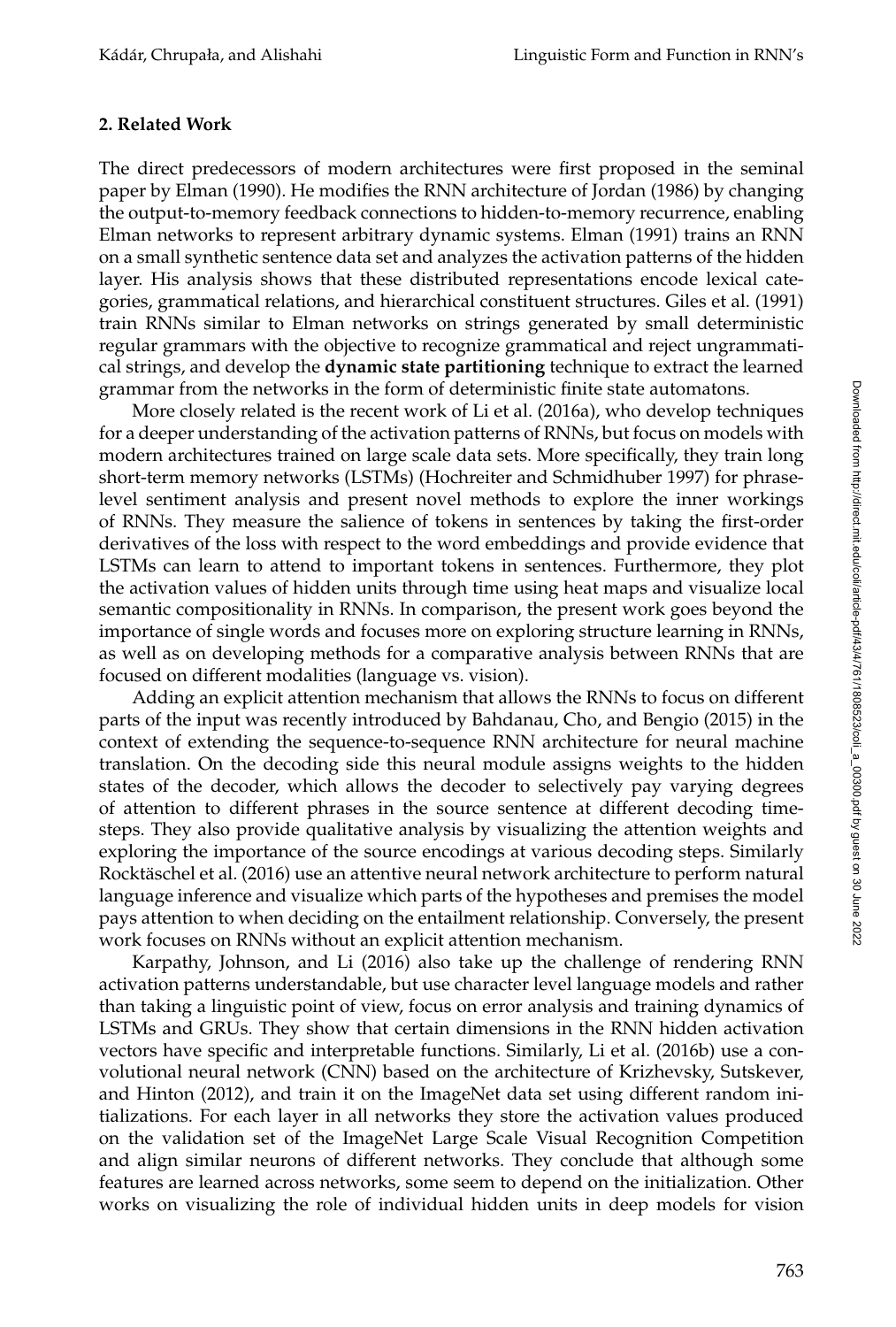## 2. Related Work

The direct predecessors of modern architectures were first proposed in the seminal paper by Elman (1990). He modifies the RNN architecture of Jordan (1986) by changing the output-to-memory feedback connections to hidden-to-memory recurrence, enabling Elman networks to represent arbitrary dynamic systems. Elman (1991) trains an RNN on a small synthetic sentence data set and analyzes the activation patterns of the hidden layer. His analysis shows that these distributed representations encode lexical categories, grammatical relations, and hierarchical constituent structures. Giles et al. (1991) train RNNs similar to Elman networks on strings generated by small deterministic regular grammars with the objective to recognize grammatical and reject ungrammatical strings, and develop the **dynamic state partitioning** technique to extract the learned grammar from the networks in the form of deterministic finite state automatons.

More closely related is the recent work of Li et al. (2016a), who develop techniques for a deeper understanding of the activation patterns of RNNs, but focus on models with modern architectures trained on large scale data sets. More specifically, they train long short-term memory networks (LSTMs) (Hochreiter and Schmidhuber 1997) for phrase-level sentiment analysis and present novel methods to explore the inner workings of RNNs. They measure the salience of tokens in sentences by taking the first-order derivatives of the loss with respect to the word embeddings and provide evidence that LSTMs can learn to attend to important tokens in sentences. Furthermore, they plot the activation values of hidden units through time using heat maps and visualize local semantic compositionality in RNNs. In comparison, the present work goes beyond the importance of single words and focuses more on exploring structure learning in RNNs, as well as on developing methods for a comparative analysis between RNNs that are focused on different modalities (language vs. vision).

Adding an explicit attention mechanism that allows the RNNs to focus on different parts of the input was recently introduced by Bahdanau, Cho, and Bengio (2015) in the context of extending the sequence-to-sequence RNN architecture for neural machine translation. On the decoding side this neural module assigns weights to the hidden states of the decoder, which allows the decoder to selectively pay varying degrees of attention to different phrases in the source sentence at different decoding time-steps. They also provide qualitative analysis by visualizing the attention weights and exploring the importance of the source encodings at various decoding steps. Similarly Rocktäschel et al. (2016) use an attentive neural network architecture to perform natural language inference and visualize which parts of the hypotheses and premises the model pays attention to when deciding on the entailment relationship. Conversely, the present work focuses on RNNs without an explicit attention mechanism.

Karpathy, Johnson, and Li (2016) also take up the challenge of rendering RNN activation patterns understandable, but use character level language models and rather than taking a linguistic point of view, focus on error analysis and training dynamics of LSTMs and GRUs. They show that certain dimensions in the RNN hidden activation vectors have specific and interpretable functions. Similarly, Li et al. (2016b) use a convolutional neural network (CNN) based on the architecture of Krizhevsky, Sutskever, and Hinton (2012), and train it on the ImageNet data set using different random initializations. For each layer in all networks they store the activation values produced on the validation set of the ImageNet Large Scale Visual Recognition Competition and align similar neurons of different networks. They conclude that although some features are learned across networks, some seem to depend on the initialization. Other works on visualizing the role of individual hidden units in deep models for vision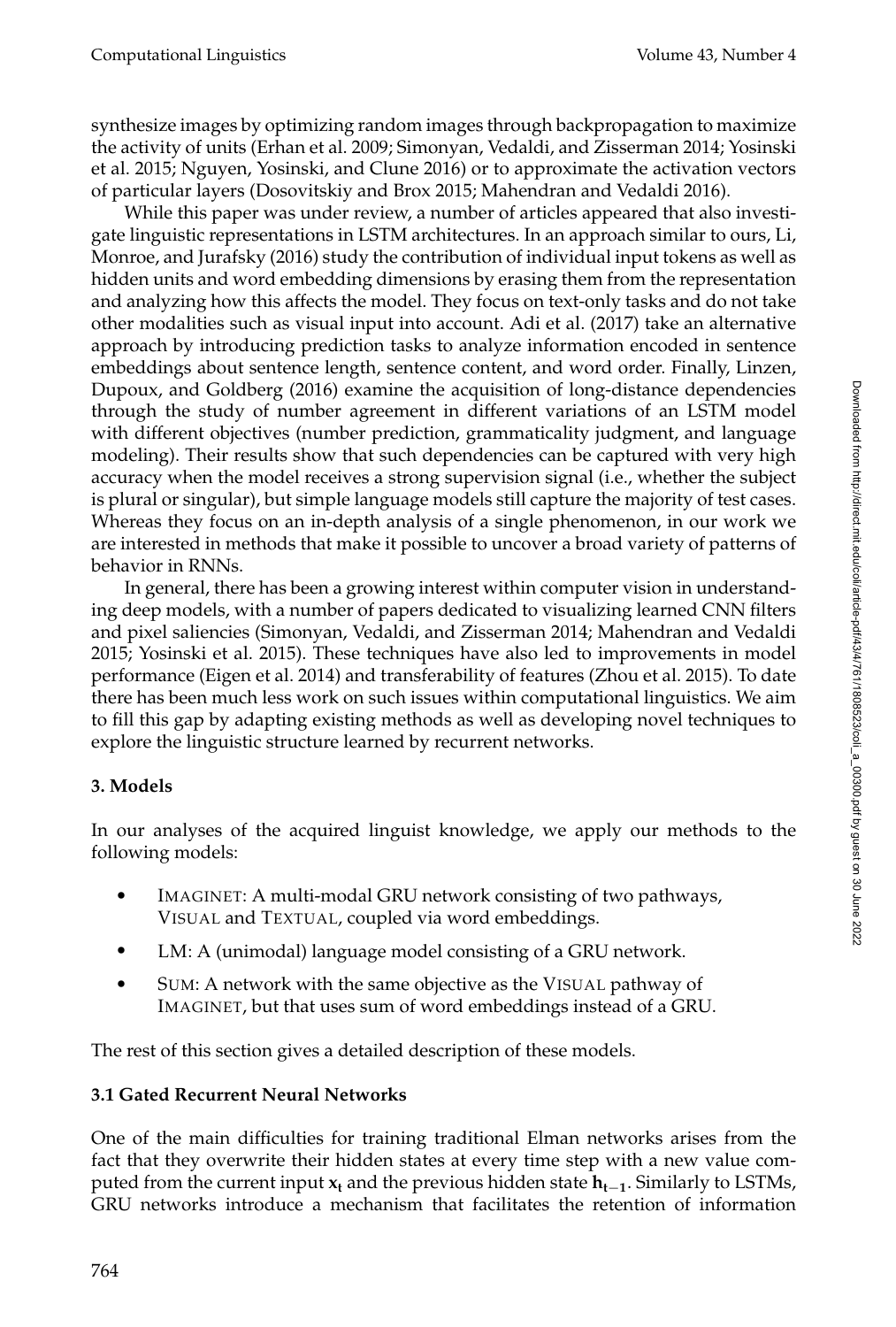synthesize images by optimizing random images through backpropagation to maximize the activity of units (Erhan et al. 2009; Simonyan, Vedaldi, and Zisserman 2014; Yosinski et al. 2015; Nguyen, Yosinski, and Clune 2016) or to approximate the activation vectors of particular layers (Dosovitskiy and Brox 2015; Mahendran and Vedaldi 2016).

While this paper was under review, a number of articles appeared that also investigate linguistic representations in LSTM architectures. In an approach similar to ours, Li, Monroe, and Jurafsky (2016) study the contribution of individual input tokens as well as hidden units and word embedding dimensions by erasing them from the representation and analyzing how this affects the model. They focus on text-only tasks and do not take other modalities such as visual input into account. Adi et al. (2017) take an alternative approach by introducing prediction tasks to analyze information encoded in sentence embeddings about sentence length, sentence content, and word order. Finally, Linzen, Dupoux, and Goldberg (2016) examine the acquisition of long-distance dependencies through the study of number agreement in different variations of an LSTM model with different objectives (number prediction, grammaticality judgment, and language modeling). Their results show that such dependencies can be captured with very high accuracy when the model receives a strong supervision signal (i.e., whether the subject is plural or singular), but simple language models still capture the majority of test cases. Whereas they focus on an in-depth analysis of a single phenomenon, in our work we are interested in methods that make it possible to uncover a broad variety of patterns of behavior in RNNs.

In general, there has been a growing interest within computer vision in understanding deep models, with a number of papers dedicated to visualizing learned CNN filters and pixel saliencies (Simonyan, Vedaldi, and Zisserman 2014; Mahendran and Vedaldi 2015; Yosinski et al. 2015). These techniques have also led to improvements in model performance (Eigen et al. 2014) and transferability of features (Zhou et al. 2015). To date there has been much less work on such issues within computational linguistics. We aim to fill this gap by adapting existing methods as well as developing novel techniques to explore the linguistic structure learned by recurrent networks.

## 3. Models

In our analyses of the acquired linguist knowledge, we apply our methods to the following models:

- IMAGINET: A multi-modal GRU network consisting of two pathways, VISUAL and TEXTUAL, coupled via word embeddings.
- LM: A (unimodal) language model consisting of a GRU network.
- SUM: A network with the same objective as the VISUAL pathway of IMAGINET, but that uses sum of word embeddings instead of a GRU.

The rest of this section gives a detailed description of these models.

### 3.1 Gated Recurrent Neural Networks

One of the main difficulties for training traditional Elman networks arises from the fact that they overwrite their hidden states at every time step with a new value computed from the current input $\mathbf{x_t}$ and the previous hidden state $\mathbf{h_{t-1}}$. Similarly to LSTMs, GRU networks introduce a mechanism that facilitates the retention of information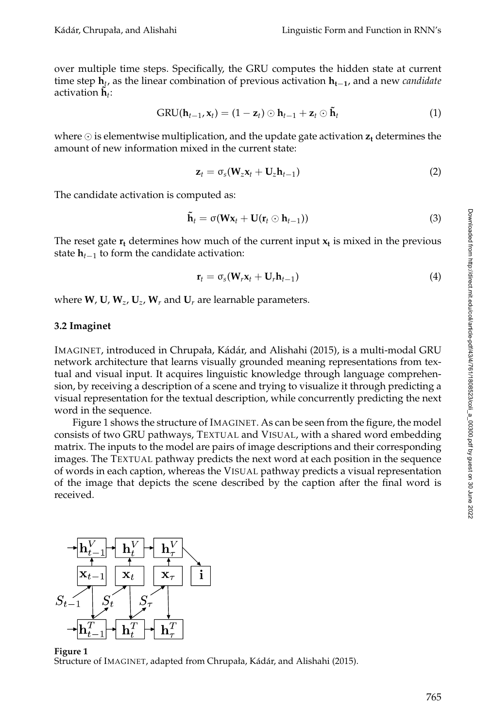over multiple time steps. Specifically, the GRU computes the hidden state at current time step $\mathbf{h}_t$, as the linear combination of previous activation $\mathbf{h_{t-1}}$, and a new *candidate* activation $\tilde{\mathbf{h}}_t$:

$$\text{GRU}(\mathbf{h}_{t-1}, \mathbf{x}_t) = (1 - \mathbf{z}_t) \odot \mathbf{h}_{t-1} + \mathbf{z}_t \odot \tilde{\mathbf{h}}_t \tag{1}$$

where $\odot$ is elementwise multiplication, and the update gate activation $\mathbf{z_t}$ determines the amount of new information mixed in the current state:

$$\mathbf{z}_t = \sigma_s(\mathbf{W}_z \mathbf{x}_t + \mathbf{U}_z \mathbf{h}_{t-1}) \tag{2}$$

The candidate activation is computed as:

$$\tilde{\mathbf{h}}_t = \sigma(\mathbf{W}\mathbf{x}_t + \mathbf{U}(\mathbf{r}_t \odot \mathbf{h}_{t-1})) \tag{3}$$

The reset gate $\mathbf{r_t}$ determines how much of the current input $\mathbf{x_t}$ is mixed in the previous state $\mathbf{h}_{t-1}$ to form the candidate activation:

$$\mathbf{r}_t = \sigma_s(\mathbf{W}_r \mathbf{x}_t + \mathbf{U}_r \mathbf{h}_{t-1}) \tag{4}$$

where $\mathbf{W}$, $\mathbf{U}$, $\mathbf{W}_z$, $\mathbf{U}_z$, $\mathbf{W}_r$ and $\mathbf{U}_r$ are learnable parameters.

### 3.2 Imaginet

IMAGINET, introduced in Chrupała, Kádár, and Alishahi (2015), is a multi-modal GRU network architecture that learns visually grounded meaning representations from textual and visual input. It acquires linguistic knowledge through language comprehension, by receiving a description of a scene and trying to visualize it through predicting a visual representation for the textual description, while concurrently predicting the next word in the sequence.

Figure 1 shows the structure of IMAGINET. As can be seen from the figure, the model consists of two GRU pathways, TEXTUAL and VISUAL, with a shared word embedding matrix. The inputs to the model are pairs of image descriptions and their corresponding images. The TEXTUAL pathway predicts the next word at each position in the sequence of words in each caption, whereas the VISUAL pathway predicts a visual representation of the image that depicts the scene described by the caption after the final word is received.

**Figure 1**
Structure of IMAGINET, adapted from Chrupała, Kádár, and Alishahi (2015).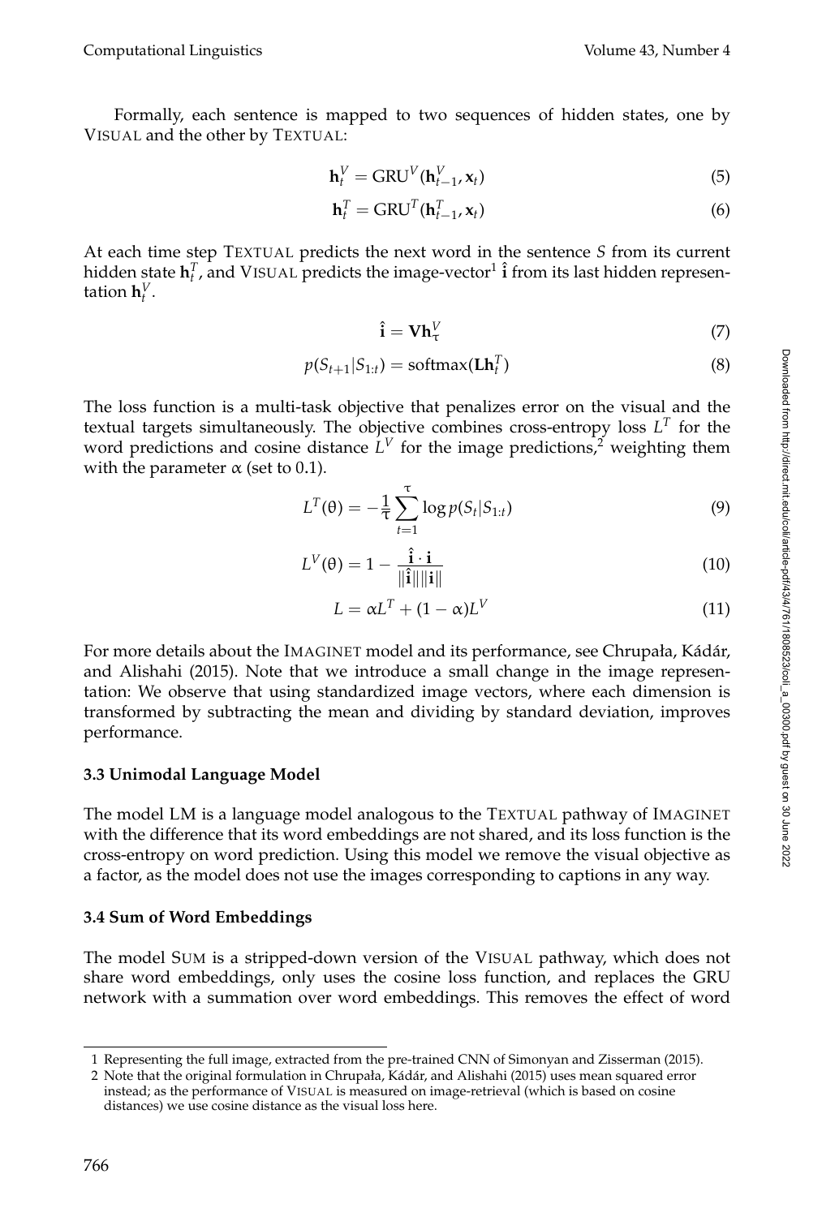Formally, each sentence is mapped to two sequences of hidden states, one by VISUAL and the other by TEXTUAL:

$$\mathbf{h}_t^V = \text{GRU}^V(\mathbf{h}_{t-1}^V, \mathbf{x}_t) \tag{5}$$

$$\mathbf{h}_t^T = \text{GRU}^T(\mathbf{h}_{t-1}^T, \mathbf{x}_t) \tag{6}$$

At each time step TEXTUAL predicts the next word in the sentence $S$ from its current hidden state $\mathbf{h}_t^T$, and VISUAL predicts the image-vector[1] $\hat{\mathbf{i}}$ from its last hidden representation $\mathbf{h}_t^V$.

$$\hat{\mathbf{i}} = \mathbf{V}\mathbf{h}_\tau^V \tag{7}$$

$$p(S_{t+1}|S_{1:t}) = \text{softmax}(\mathbf{L}\mathbf{h}_t^T) \tag{8}$$

The loss function is a multi-task objective that penalizes error on the visual and the textual targets simultaneously. The objective combines cross-entropy loss $L^T$ for the word predictions and cosine distance $L^V$ for the image predictions,[2] weighting them with the parameter $\alpha$ (set to 0.1).

$$L^T(\theta) = -\frac{1}{\tau}\sum_{t=1}^{\tau} \log p(S_t|S_{1:t}) \tag{9}$$

$$L^V(\theta) = 1 - \frac{\hat{\mathbf{i}} \cdot \mathbf{i}}{\|\hat{\mathbf{i}}\|\|\mathbf{i}\|} \tag{10}$$

$$L = \alpha L^T + (1-\alpha)L^V \tag{11}$$

For more details about the IMAGINET model and its performance, see Chrupała, Kádár, and Alishahi (2015). Note that we introduce a small change in the image representation: We observe that using standardized image vectors, where each dimension is transformed by subtracting the mean and dividing by standard deviation, improves performance.

### 3.3 Unimodal Language Model

The model LM is a language model analogous to the TEXTUAL pathway of IMAGINET with the difference that its word embeddings are not shared, and its loss function is the cross-entropy on word prediction. Using this model we remove the visual objective as a factor, as the model does not use the images corresponding to captions in any way.

### 3.4 Sum of Word Embeddings

The model SUM is a stripped-down version of the VISUAL pathway, which does not share word embeddings, only uses the cosine loss function, and replaces the GRU network with a summation over word embeddings. This removes the effect of word

---

1 Representing the full image, extracted from the pre-trained CNN of Simonyan and Zisserman (2015).

2 Note that the original formulation in Chrupała, Kádár, and Alishahi (2015) uses mean squared error instead; as the performance of VISUAL is measured on image-retrieval (which is based on cosine distances) we use cosine distance as the visual loss here.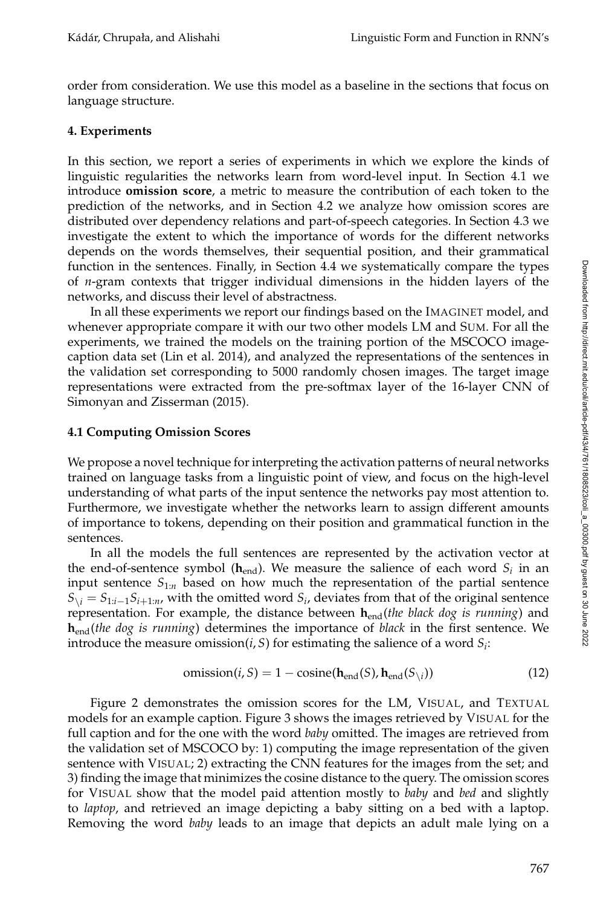order from consideration. We use this model as a baseline in the sections that focus on language structure.

## 4. Experiments

In this section, we report a series of experiments in which we explore the kinds of linguistic regularities the networks learn from word-level input. In Section 4.1 we introduce **omission score**, a metric to measure the contribution of each token to the prediction of the networks, and in Section 4.2 we analyze how omission scores are distributed over dependency relations and part-of-speech categories. In Section 4.3 we investigate the extent to which the importance of words for the different networks depends on the words themselves, their sequential position, and their grammatical function in the sentences. Finally, in Section 4.4 we systematically compare the types of *n*-gram contexts that trigger individual dimensions in the hidden layers of the networks, and discuss their level of abstractness.

In all these experiments we report our findings based on the IMAGINET model, and whenever appropriate compare it with our two other models LM and SUM. For all the experiments, we trained the models on the training portion of the MSCOCO image-caption data set (Lin et al. 2014), and analyzed the representations of the sentences in the validation set corresponding to 5000 randomly chosen images. The target image representations were extracted from the pre-softmax layer of the 16-layer CNN of Simonyan and Zisserman (2015).

### 4.1 Computing Omission Scores

We propose a novel technique for interpreting the activation patterns of neural networks trained on language tasks from a linguistic point of view, and focus on the high-level understanding of what parts of the input sentence the networks pay most attention to. Furthermore, we investigate whether the networks learn to assign different amounts of importance to tokens, depending on their position and grammatical function in the sentences.

In all the models the full sentences are represented by the activation vector at the end-of-sentence symbol ($\mathbf{h}_{\text{end}}$). We measure the salience of each word $S_i$ in an input sentence $S_{1:n}$ based on how much the representation of the partial sentence $S_{\setminus i} = S_{1:i-1}S_{i+1:n}$, with the omitted word $S_i$, deviates from that of the original sentence representation. For example, the distance between $\mathbf{h}_{\text{end}}$(*the black dog is running*) and $\mathbf{h}_{\text{end}}$(*the dog is running*) determines the importance of *black* in the first sentence. We introduce the measure omission$(i, S)$ for estimating the salience of a word $S_i$:

$$\text{omission}(i, S) = 1 - \text{cosine}(\mathbf{h}_{\text{end}}(S), \mathbf{h}_{\text{end}}(S_{\setminus i})) \tag{12}$$

Figure 2 demonstrates the omission scores for the LM, VISUAL, and TEXTUAL models for an example caption. Figure 3 shows the images retrieved by VISUAL for the full caption and for the one with the word *baby* omitted. The images are retrieved from the validation set of MSCOCO by: 1) computing the image representation of the given sentence with VISUAL; 2) extracting the CNN features for the images from the set; and 3) finding the image that minimizes the cosine distance to the query. The omission scores for VISUAL show that the model paid attention mostly to *baby* and *bed* and slightly to *laptop*, and retrieved an image depicting a baby sitting on a bed with a laptop. Removing the word *baby* leads to an image that depicts an adult male lying on a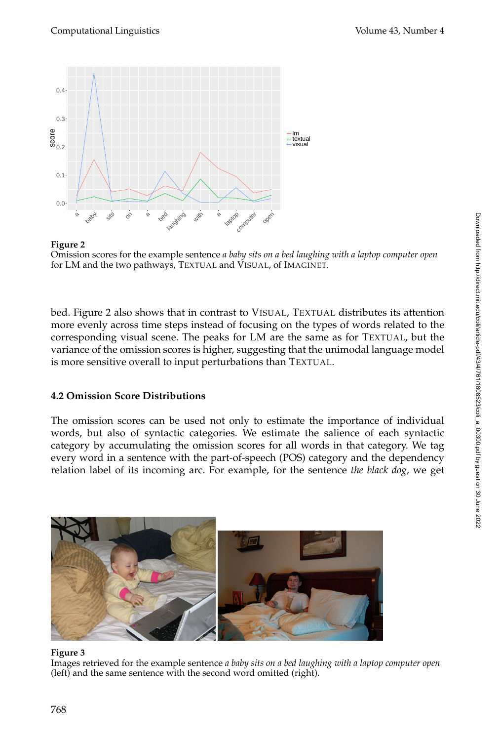**Figure 2**
Omission scores for the example sentence *a baby sits on a bed laughing with a laptop computer open* for LM and the two pathways, TEXTUAL and VISUAL, of IMAGINET.

bed. Figure 2 also shows that in contrast to VISUAL, TEXTUAL distributes its attention more evenly across time steps instead of focusing on the types of words related to the corresponding visual scene. The peaks for LM are the same as for TEXTUAL, but the variance of the omission scores is higher, suggesting that the unimodal language model is more sensitive overall to input perturbations than TEXTUAL.

### 4.2 Omission Score Distributions

The omission scores can be used not only to estimate the importance of individual words, but also of syntactic categories. We estimate the salience of each syntactic category by accumulating the omission scores for all words in that category. We tag every word in a sentence with the part-of-speech (POS) category and the dependency relation label of its incoming arc. For example, for the sentence *the black dog*, we get

**Figure 3**
Images retrieved for the example sentence *a baby sits on a bed laughing with a laptop computer open* (left) and the same sentence with the second word omitted (right).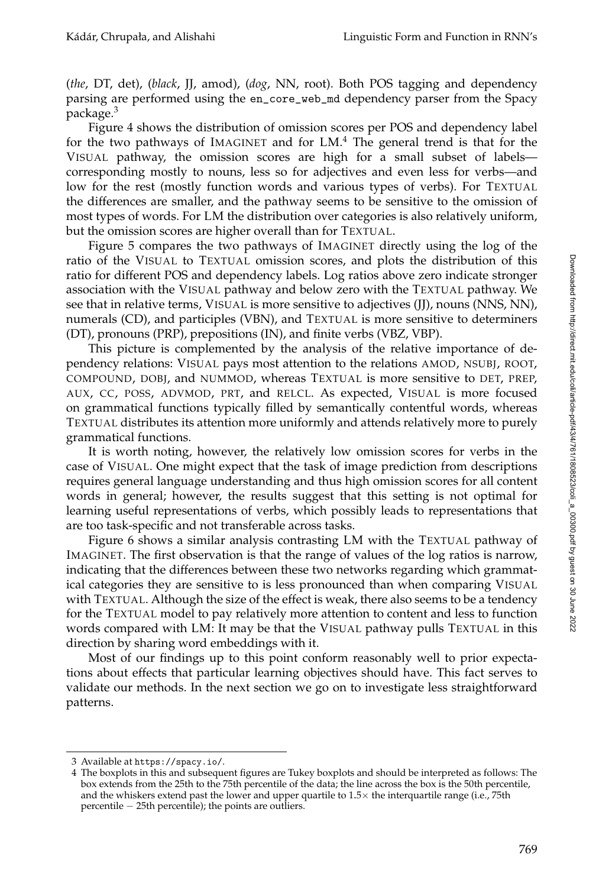(*the*, DT, det), (*black*, JJ, amod), (*dog*, NN, root). Both POS tagging and dependency parsing are performed using the `en_core_web_md` dependency parser from the Spacy package.[3]

Figure 4 shows the distribution of omission scores per POS and dependency label for the two pathways of IMAGINET and for LM.[4] The general trend is that for the VISUAL pathway, the omission scores are high for a small subset of labels—corresponding mostly to nouns, less so for adjectives and even less for verbs—and low for the rest (mostly function words and various types of verbs). For TEXTUAL the differences are smaller, and the pathway seems to be sensitive to the omission of most types of words. For LM the distribution over categories is also relatively uniform, but the omission scores are higher overall than for TEXTUAL.

Figure 5 compares the two pathways of IMAGINET directly using the log of the ratio of the VISUAL to TEXTUAL omission scores, and plots the distribution of this ratio for different POS and dependency labels. Log ratios above zero indicate stronger association with the VISUAL pathway and below zero with the TEXTUAL pathway. We see that in relative terms, VISUAL is more sensitive to adjectives (JJ), nouns (NNS, NN), numerals (CD), and participles (VBN), and TEXTUAL is more sensitive to determiners (DT), pronouns (PRP), prepositions (IN), and finite verbs (VBZ, VBP).

This picture is complemented by the analysis of the relative importance of dependency relations: VISUAL pays most attention to the relations AMOD, NSUBJ, ROOT, COMPOUND, DOBJ, and NUMMOD, whereas TEXTUAL is more sensitive to DET, PREP, AUX, CC, POSS, ADVMOD, PRT, and RELCL. As expected, VISUAL is more focused on grammatical functions typically filled by semantically contentful words, whereas TEXTUAL distributes its attention more uniformly and attends relatively more to purely grammatical functions.

It is worth noting, however, the relatively low omission scores for verbs in the case of VISUAL. One might expect that the task of image prediction from descriptions requires general language understanding and thus high omission scores for all content words in general; however, the results suggest that this setting is not optimal for learning useful representations of verbs, which possibly leads to representations that are too task-specific and not transferable across tasks.

Figure 6 shows a similar analysis contrasting LM with the TEXTUAL pathway of IMAGINET. The first observation is that the range of values of the log ratios is narrow, indicating that the differences between these two networks regarding which grammatical categories they are sensitive to is less pronounced than when comparing VISUAL with TEXTUAL. Although the size of the effect is weak, there also seems to be a tendency for the TEXTUAL model to pay relatively more attention to content and less to function words compared with LM: It may be that the VISUAL pathway pulls TEXTUAL in this direction by sharing word embeddings with it.

Most of our findings up to this point conform reasonably well to prior expectations about effects that particular learning objectives should have. This fact serves to validate our methods. In the next section we go on to investigate less straightforward patterns.

---

3 Available at https://spacy.io/.

4 The boxplots in this and subsequent figures are Tukey boxplots and should be interpreted as follows: The box extends from the 25th to the 75th percentile of the data; the line across the box is the 50th percentile, and the whiskers extend past the lower and upper quartile to $1.5\times$ the interquartile range (i.e., 75th percentile $-$ 25th percentile); the points are outliers.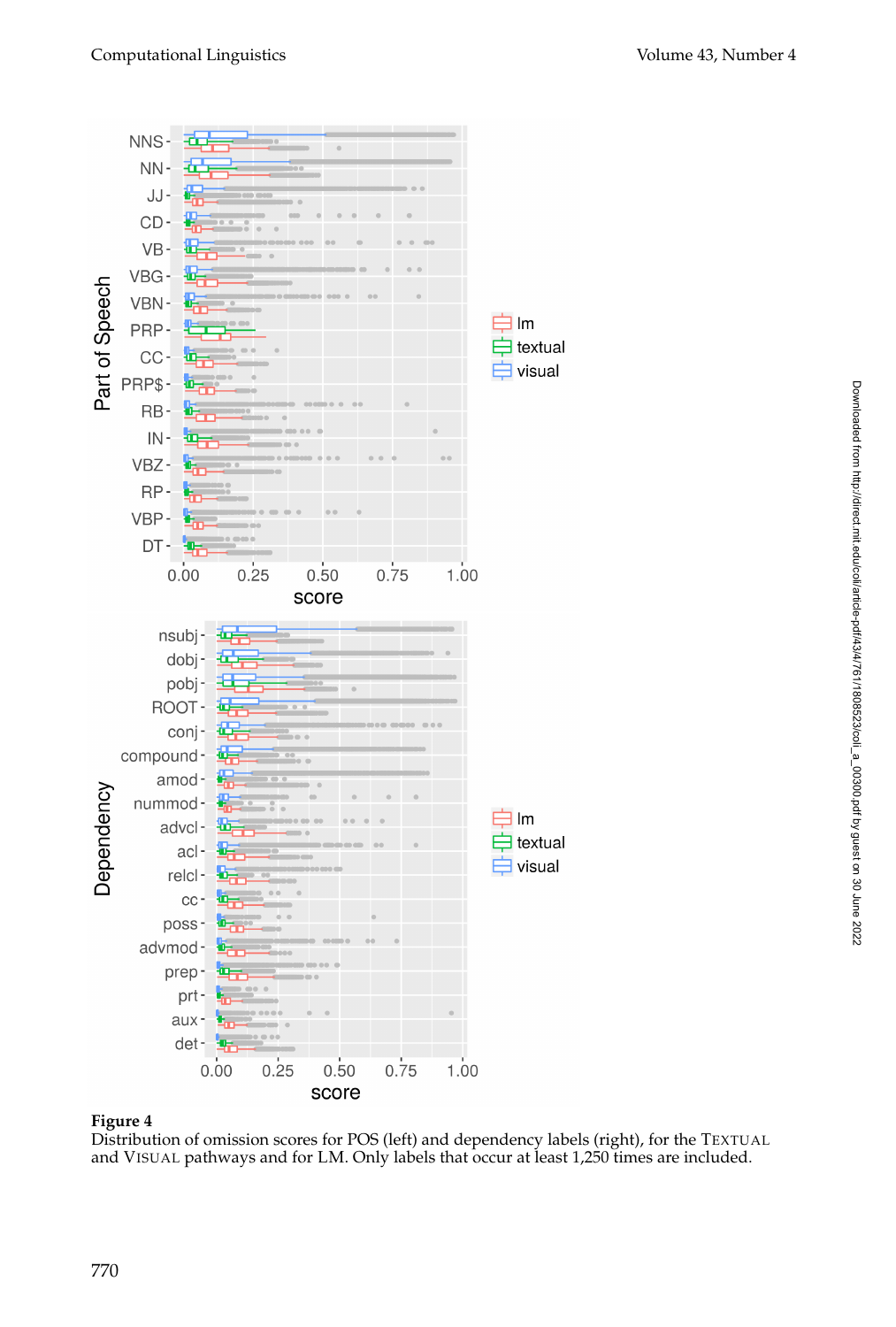**Figure 4**
Distribution of omission scores for POS (left) and dependency labels (right), for the TEXTUAL and VISUAL pathways and for LM. Only labels that occur at least 1,250 times are included.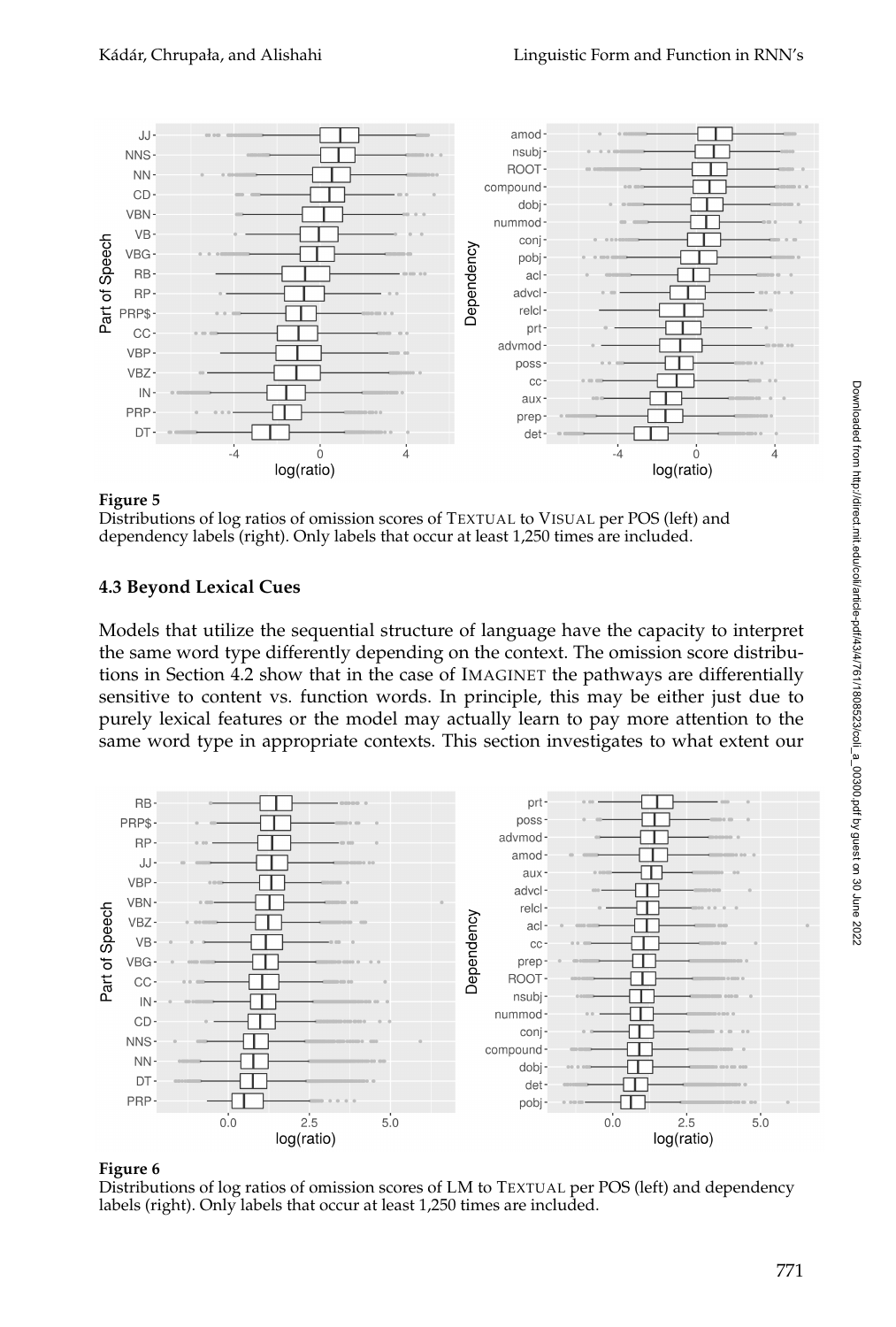**Figure 5**
Distributions of log ratios of omission scores of TEXTUAL to VISUAL per POS (left) and dependency labels (right). Only labels that occur at least 1,250 times are included.

### 4.3 Beyond Lexical Cues

Models that utilize the sequential structure of language have the capacity to interpret the same word type differently depending on the context. The omission score distributions in Section 4.2 show that in the case of IMAGINET the pathways are differentially sensitive to content vs. function words. In principle, this may be either just due to purely lexical features or the model may actually learn to pay more attention to the same word type in appropriate contexts. This section investigates to what extent our

**Figure 6**
Distributions of log ratios of omission scores of LM to TEXTUAL per POS (left) and dependency labels (right). Only labels that occur at least 1,250 times are included.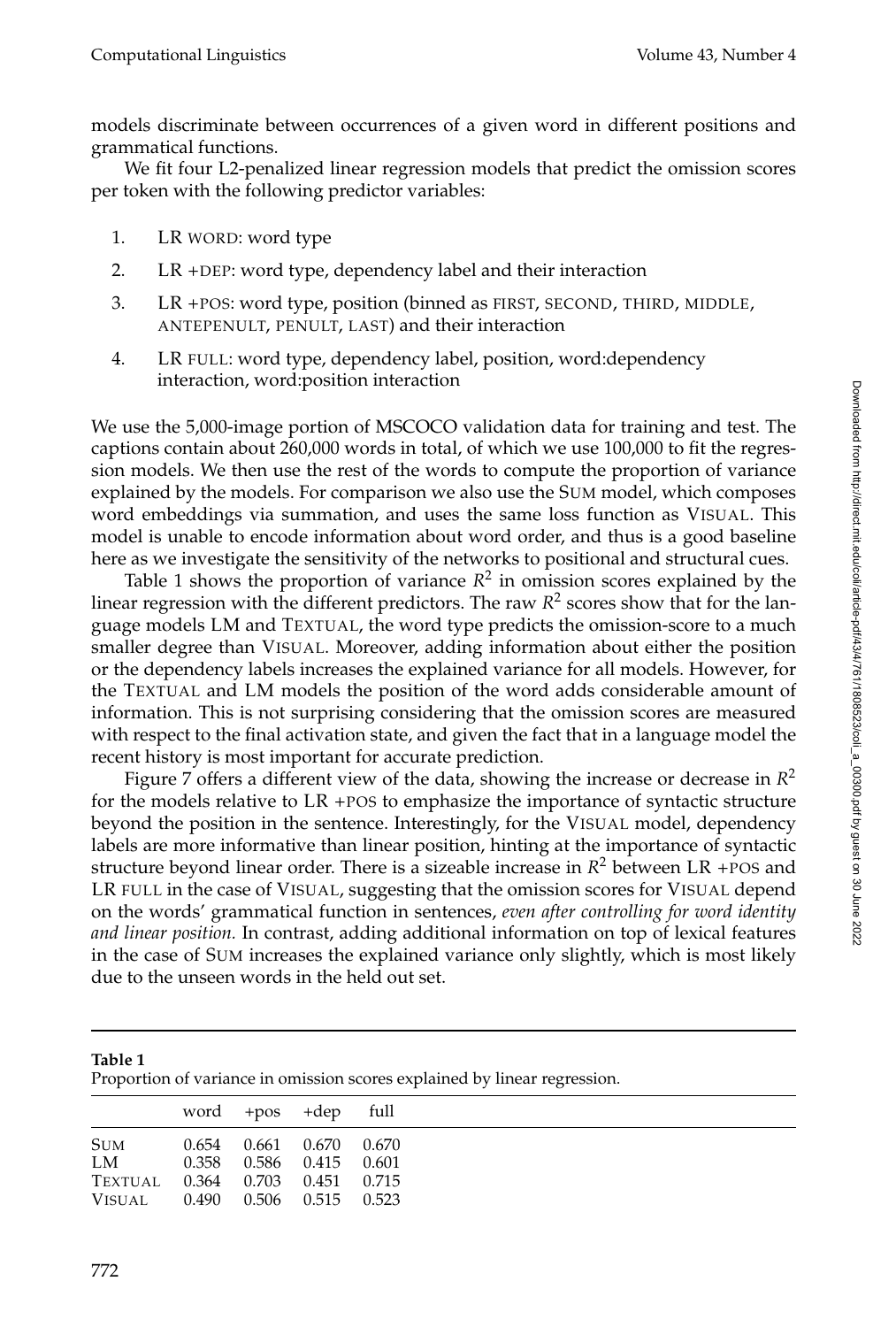models discriminate between occurrences of a given word in different positions and grammatical functions.

We fit four L2-penalized linear regression models that predict the omission scores per token with the following predictor variables:

1. LR WORD: word type
2. LR +DEP: word type, dependency label and their interaction
3. LR +POS: word type, position (binned as FIRST, SECOND, THIRD, MIDDLE, ANTEPENULT, PENULT, LAST) and their interaction
4. LR FULL: word type, dependency label, position, word:dependency interaction, word:position interaction

We use the 5,000-image portion of MSCOCO validation data for training and test. The captions contain about 260,000 words in total, of which we use 100,000 to fit the regression models. We then use the rest of the words to compute the proportion of variance explained by the models. For comparison we also use the SUM model, which composes word embeddings via summation, and uses the same loss function as VISUAL. This model is unable to encode information about word order, and thus is a good baseline here as we investigate the sensitivity of the networks to positional and structural cues.

Table 1 shows the proportion of variance $R^2$ in omission scores explained by the linear regression with the different predictors. The raw $R^2$ scores show that for the language models LM and TEXTUAL, the word type predicts the omission-score to a much smaller degree than VISUAL. Moreover, adding information about either the position or the dependency labels increases the explained variance for all models. However, for the TEXTUAL and LM models the position of the word adds considerable amount of information. This is not surprising considering that the omission scores are measured with respect to the final activation state, and given the fact that in a language model the recent history is most important for accurate prediction.

Figure 7 offers a different view of the data, showing the increase or decrease in $R^2$ for the models relative to LR +POS to emphasize the importance of syntactic structure beyond the position in the sentence. Interestingly, for the VISUAL model, dependency labels are more informative than linear position, hinting at the importance of syntactic structure beyond linear order. There is a sizeable increase in $R^2$ between LR +POS and LR FULL in the case of VISUAL, suggesting that the omission scores for VISUAL depend on the words' grammatical function in sentences, *even after controlling for word identity and linear position.* In contrast, adding additional information on top of lexical features in the case of SUM increases the explained variance only slightly, which is most likely due to the unseen words in the held out set.

**Table 1**
Proportion of variance in omission scores explained by linear regression.

| | word | +pos | +dep | full |
|---|---|---|---|---|
| SUM | 0.654 | 0.661 | 0.670 | 0.670 |
| LM | 0.358 | 0.586 | 0.415 | 0.601 |
| TEXTUAL | 0.364 | 0.703 | 0.451 | 0.715 |
| VISUAL | 0.490 | 0.506 | 0.515 | 0.523 |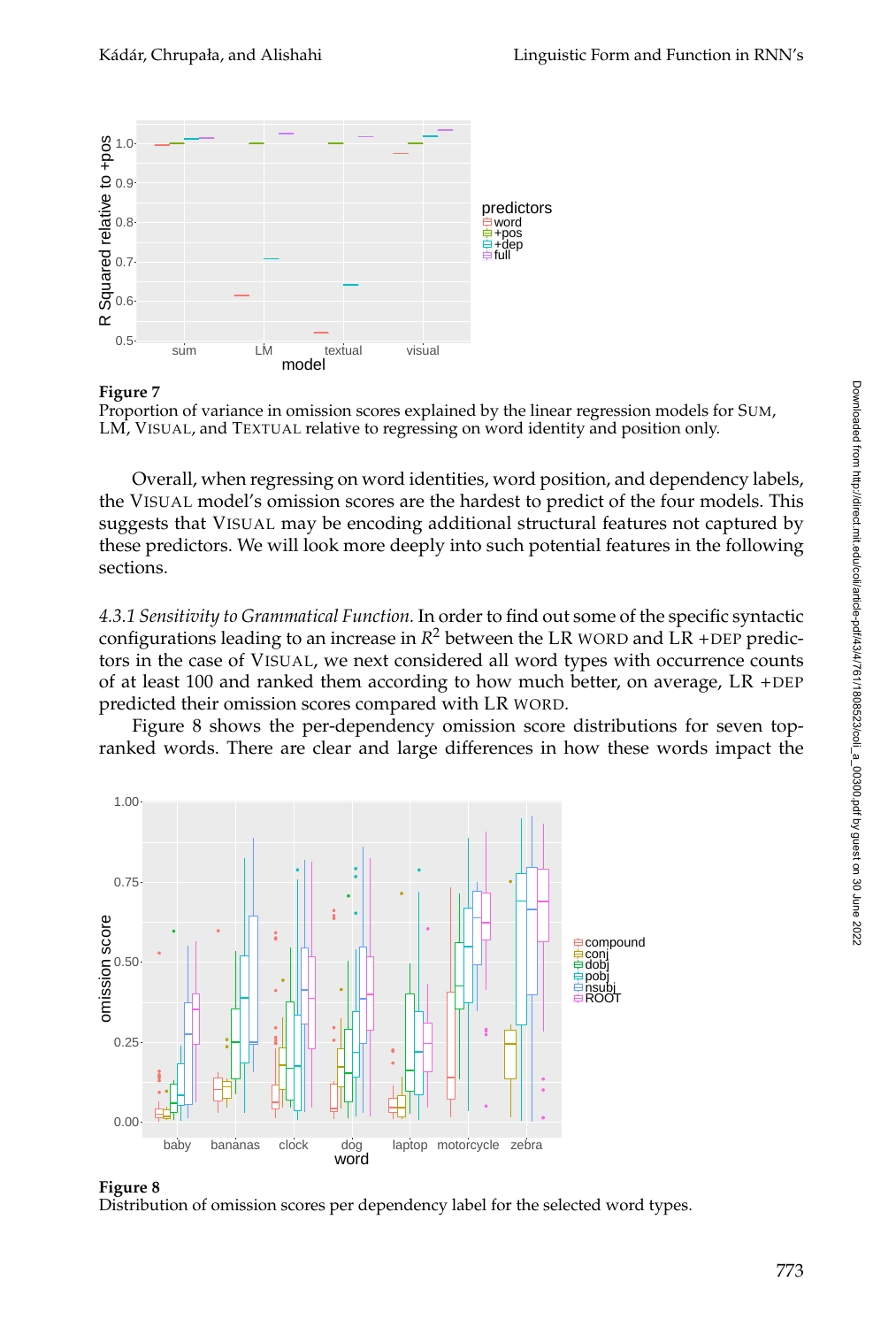**Figure 7**
Proportion of variance in omission scores explained by the linear regression models for SUM, LM, VISUAL, and TEXTUAL relative to regressing on word identity and position only.

Overall, when regressing on word identities, word position, and dependency labels, the VISUAL model's omission scores are the hardest to predict of the four models. This suggests that VISUAL may be encoding additional structural features not captured by these predictors. We will look more deeply into such potential features in the following sections.

*4.3.1 Sensitivity to Grammatical Function.* In order to find out some of the specific syntactic configurations leading to an increase in $R^2$ between the LR WORD and LR +DEP predictors in the case of VISUAL, we next considered all word types with occurrence counts of at least 100 and ranked them according to how much better, on average, LR +DEP predicted their omission scores compared with LR WORD.

Figure 8 shows the per-dependency omission score distributions for seven top-ranked words. There are clear and large differences in how these words impact the

**Figure 8**
Distribution of omission scores per dependency label for the selected word types.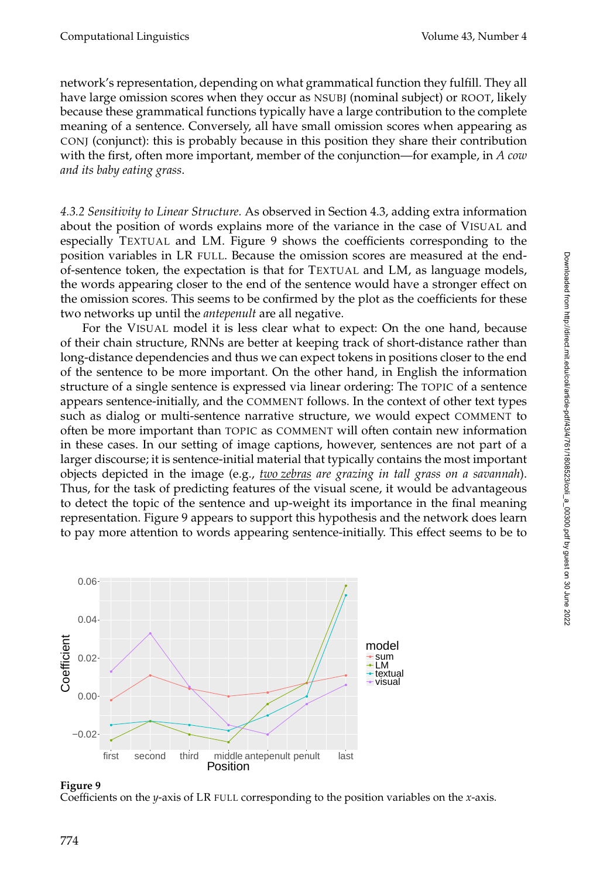network's representation, depending on what grammatical function they fulfill. They all have large omission scores when they occur as NSUBJ (nominal subject) or ROOT, likely because these grammatical functions typically have a large contribution to the complete meaning of a sentence. Conversely, all have small omission scores when appearing as CONJ (conjunct): this is probably because in this position they share their contribution with the first, often more important, member of the conjunction—for example, in *A cow and its baby eating grass*.

*4.3.2 Sensitivity to Linear Structure.* As observed in Section 4.3, adding extra information about the position of words explains more of the variance in the case of VISUAL and especially TEXTUAL and LM. Figure 9 shows the coefficients corresponding to the position variables in LR FULL. Because the omission scores are measured at the end-of-sentence token, the expectation is that for TEXTUAL and LM, as language models, the words appearing closer to the end of the sentence would have a stronger effect on the omission scores. This seems to be confirmed by the plot as the coefficients for these two networks up until the *antepenult* are all negative.

For the VISUAL model it is less clear what to expect: On the one hand, because of their chain structure, RNNs are better at keeping track of short-distance rather than long-distance dependencies and thus we can expect tokens in positions closer to the end of the sentence to be more important. On the other hand, in English the information structure of a single sentence is expressed via linear ordering: The TOPIC of a sentence appears sentence-initially, and the COMMENT follows. In the context of other text types such as dialog or multi-sentence narrative structure, we would expect COMMENT to often be more important than TOPIC as COMMENT will often contain new information in these cases. In our setting of image captions, however, sentences are not part of a larger discourse; it is sentence-initial material that typically contains the most important objects depicted in the image (e.g., *two zebras are grazing in tall grass on a savannah*). Thus, for the task of predicting features of the visual scene, it would be advantageous to detect the topic of the sentence and up-weight its importance in the final meaning representation. Figure 9 appears to support this hypothesis and the network does learn to pay more attention to words appearing sentence-initially. This effect seems to be to

**Figure 9**
Coefficients on the $y$-axis of LR FULL corresponding to the position variables on the $x$-axis.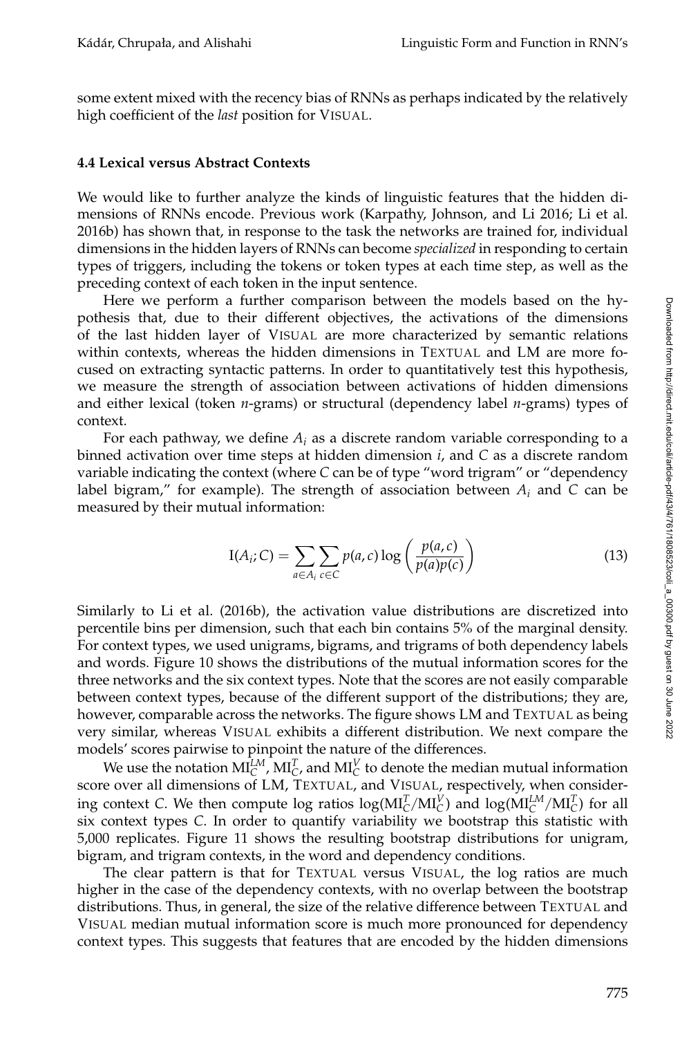some extent mixed with the recency bias of RNNs as perhaps indicated by the relatively high coefficient of the *last* position for VISUAL.

### 4.4 Lexical versus Abstract Contexts

We would like to further analyze the kinds of linguistic features that the hidden dimensions of RNNs encode. Previous work (Karpathy, Johnson, and Li 2016; Li et al. 2016b) has shown that, in response to the task the networks are trained for, individual dimensions in the hidden layers of RNNs can become *specialized* in responding to certain types of triggers, including the tokens or token types at each time step, as well as the preceding context of each token in the input sentence.

Here we perform a further comparison between the models based on the hypothesis that, due to their different objectives, the activations of the dimensions of the last hidden layer of VISUAL are more characterized by semantic relations within contexts, whereas the hidden dimensions in TEXTUAL and LM are more focused on extracting syntactic patterns. In order to quantitatively test this hypothesis, we measure the strength of association between activations of hidden dimensions and either lexical (token *n*-grams) or structural (dependency label *n*-grams) types of context.

For each pathway, we define $A_i$ as a discrete random variable corresponding to a binned activation over time steps at hidden dimension $i$, and $C$ as a discrete random variable indicating the context (where $C$ can be of type "word trigram" or "dependency label bigram," for example). The strength of association between $A_i$ and $C$ can be measured by their mutual information:

$$\mathrm{I}(A_i; C) = \sum_{a \in A_i} \sum_{c \in C} p(a, c) \log \left( \frac{p(a, c)}{p(a)p(c)} \right) \tag{13}$$

Similarly to Li et al. (2016b), the activation value distributions are discretized into percentile bins per dimension, such that each bin contains 5% of the marginal density. For context types, we used unigrams, bigrams, and trigrams of both dependency labels and words. Figure 10 shows the distributions of the mutual information scores for the three networks and the six context types. Note that the scores are not easily comparable between context types, because of the different support of the distributions; they are, however, comparable across the networks. The figure shows LM and TEXTUAL as being very similar, whereas VISUAL exhibits a different distribution. We next compare the models' scores pairwise to pinpoint the nature of the differences.

We use the notation $\mathrm{MI}_C^{LM}$, $\mathrm{MI}_C^{T}$, and $\mathrm{MI}_C^{V}$ to denote the median mutual information score over all dimensions of LM, TEXTUAL, and VISUAL, respectively, when considering context $C$. We then compute log ratios $\log(\mathrm{MI}_C^{T}/\mathrm{MI}_C^{V})$ and $\log(\mathrm{MI}_C^{LM}/\mathrm{MI}_C^{T})$ for all six context types $C$. In order to quantify variability we bootstrap this statistic with 5,000 replicates. Figure 11 shows the resulting bootstrap distributions for unigram, bigram, and trigram contexts, in the word and dependency conditions.

The clear pattern is that for TEXTUAL versus VISUAL, the log ratios are much higher in the case of the dependency contexts, with no overlap between the bootstrap distributions. Thus, in general, the size of the relative difference between TEXTUAL and VISUAL median mutual information score is much more pronounced for dependency context types. This suggests that features that are encoded by the hidden dimensions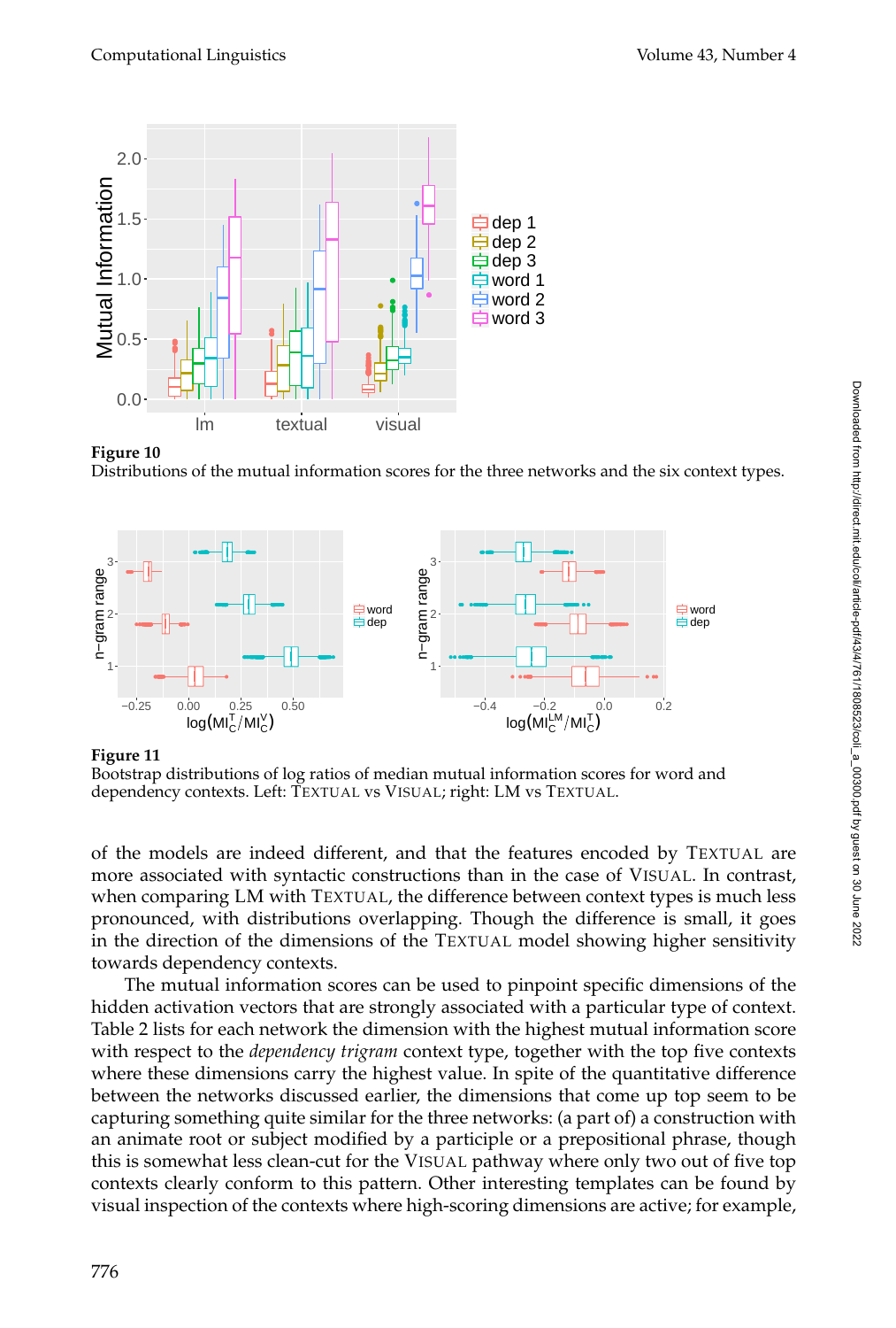**Figure 10**
Distributions of the mutual information scores for the three networks and the six context types.

**Figure 11**
Bootstrap distributions of log ratios of median mutual information scores for word and dependency contexts. Left: TEXTUAL vs VISUAL; right: LM vs TEXTUAL.

of the models are indeed different, and that the features encoded by TEXTUAL are more associated with syntactic constructions than in the case of VISUAL. In contrast, when comparing LM with TEXTUAL, the difference between context types is much less pronounced, with distributions overlapping. Though the difference is small, it goes in the direction of the dimensions of the TEXTUAL model showing higher sensitivity towards dependency contexts.

The mutual information scores can be used to pinpoint specific dimensions of the hidden activation vectors that are strongly associated with a particular type of context. Table 2 lists for each network the dimension with the highest mutual information score with respect to the *dependency trigram* context type, together with the top five contexts where these dimensions carry the highest value. In spite of the quantitative difference between the networks discussed earlier, the dimensions that come up top seem to be capturing something quite similar for the three networks: (a part of) a construction with an animate root or subject modified by a participle or a prepositional phrase, though this is somewhat less clean-cut for the VISUAL pathway where only two out of five top contexts clearly conform to this pattern. Other interesting templates can be found by visual inspection of the contexts where high-scoring dimensions are active; for example,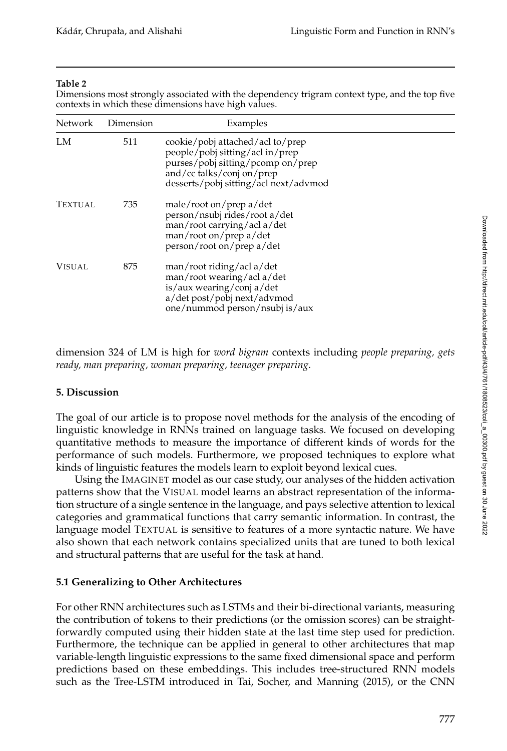**Table 2**
Dimensions most strongly associated with the dependency trigram context type, and the top five contexts in which these dimensions have high values.

| Network | Dimension | Examples |
|---|---|---|
| LM | 511 | cookie/pobj attached/acl to/prep<br>people/pobj sitting/acl in/prep<br>purses/pobj sitting/pcomp on/prep<br>and/cc talks/conj on/prep<br>desserts/pobj sitting/acl next/advmod |
| TEXTUAL | 735 | male/root on/prep a/det<br>person/nsubj rides/root a/det<br>man/root carrying/acl a/det<br>man/root on/prep a/det<br>person/root on/prep a/det |
| VISUAL | 875 | man/root riding/acl a/det<br>man/root wearing/acl a/det<br>is/aux wearing/conj a/det<br>a/det post/pobj next/advmod<br>one/nummod person/nsubj is/aux |

dimension 324 of LM is high for *word bigram* contexts including *people preparing, gets ready, man preparing, woman preparing, teenager preparing*.

## 5. Discussion

The goal of our article is to propose novel methods for the analysis of the encoding of linguistic knowledge in RNNs trained on language tasks. We focused on developing quantitative methods to measure the importance of different kinds of words for the performance of such models. Furthermore, we proposed techniques to explore what kinds of linguistic features the models learn to exploit beyond lexical cues.

Using the IMAGINET model as our case study, our analyses of the hidden activation patterns show that the VISUAL model learns an abstract representation of the information structure of a single sentence in the language, and pays selective attention to lexical categories and grammatical functions that carry semantic information. In contrast, the language model TEXTUAL is sensitive to features of a more syntactic nature. We have also shown that each network contains specialized units that are tuned to both lexical and structural patterns that are useful for the task at hand.

### 5.1 Generalizing to Other Architectures

For other RNN architectures such as LSTMs and their bi-directional variants, measuring the contribution of tokens to their predictions (or the omission scores) can be straightforwardly computed using their hidden state at the last time step used for prediction. Furthermore, the technique can be applied in general to other architectures that map variable-length linguistic expressions to the same fixed dimensional space and perform predictions based on these embeddings. This includes tree-structured RNN models such as the Tree-LSTM introduced in Tai, Socher, and Manning (2015), or the CNN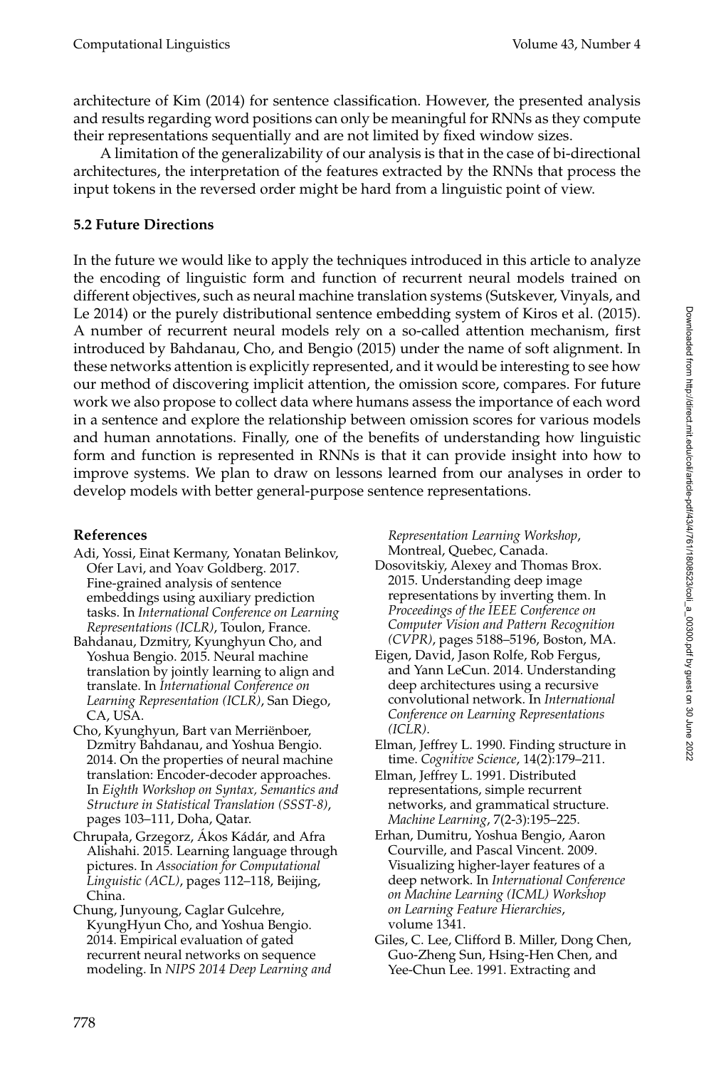architecture of Kim (2014) for sentence classification. However, the presented analysis and results regarding word positions can only be meaningful for RNNs as they compute their representations sequentially and are not limited by fixed window sizes.

A limitation of the generalizability of our analysis is that in the case of bi-directional architectures, the interpretation of the features extracted by the RNNs that process the input tokens in the reversed order might be hard from a linguistic point of view.

### 5.2 Future Directions

In the future we would like to apply the techniques introduced in this article to analyze the encoding of linguistic form and function of recurrent neural models trained on different objectives, such as neural machine translation systems (Sutskever, Vinyals, and Le 2014) or the purely distributional sentence embedding system of Kiros et al. (2015). A number of recurrent neural models rely on a so-called attention mechanism, first introduced by Bahdanau, Cho, and Bengio (2015) under the name of soft alignment. In these networks attention is explicitly represented, and it would be interesting to see how our method of discovering implicit attention, the omission score, compares. For future work we also propose to collect data where humans assess the importance of each word in a sentence and explore the relationship between omission scores for various models and human annotations. Finally, one of the benefits of understanding how linguistic form and function is represented in RNNs is that it can provide insight into how to improve systems. We plan to draw on lessons learned from our analyses in order to develop models with better general-purpose sentence representations.

## References

Adi, Yossi, Einat Kermany, Yonatan Belinkov, Ofer Lavi, and Yoav Goldberg. 2017. Fine-grained analysis of sentence embeddings using auxiliary prediction tasks. In *International Conference on Learning Representations (ICLR)*, Toulon, France.

Bahdanau, Dzmitry, Kyunghyun Cho, and Yoshua Bengio. 2015. Neural machine translation by jointly learning to align and translate. In *International Conference on Learning Representation (ICLR)*, San Diego, CA, USA.

Cho, Kyunghyun, Bart van Merriënboer, Dzmitry Bahdanau, and Yoshua Bengio. 2014. On the properties of neural machine translation: Encoder-decoder approaches. In *Eighth Workshop on Syntax, Semantics and Structure in Statistical Translation (SSST-8)*, pages 103–111, Doha, Qatar.

Chrupała, Grzegorz, Ákos Kádár, and Afra Alishahi. 2015. Learning language through pictures. In *Association for Computational Linguistic (ACL)*, pages 112–118, Beijing, China.

Chung, Junyoung, Caglar Gulcehre, KyungHyun Cho, and Yoshua Bengio. 2014. Empirical evaluation of gated recurrent neural networks on sequence modeling. In *NIPS 2014 Deep Learning and Representation Learning Workshop*, Montreal, Quebec, Canada.

Dosovitskiy, Alexey and Thomas Brox. 2015. Understanding deep image representations by inverting them. In *Proceedings of the IEEE Conference on Computer Vision and Pattern Recognition (CVPR)*, pages 5188–5196, Boston, MA.

Eigen, David, Jason Rolfe, Rob Fergus, and Yann LeCun. 2014. Understanding deep architectures using a recursive convolutional network. In *International Conference on Learning Representations (ICLR)*.

Elman, Jeffrey L. 1990. Finding structure in time. *Cognitive Science*, 14(2):179–211.

Elman, Jeffrey L. 1991. Distributed representations, simple recurrent networks, and grammatical structure. *Machine Learning*, 7(2-3):195–225.

Erhan, Dumitru, Yoshua Bengio, Aaron Courville, and Pascal Vincent. 2009. Visualizing higher-layer features of a deep network. In *International Conference on Machine Learning (ICML) Workshop on Learning Feature Hierarchies*, volume 1341.

Giles, C. Lee, Clifford B. Miller, Dong Chen, Guo-Zheng Sun, Hsing-Hen Chen, and Yee-Chun Lee. 1991. Extracting and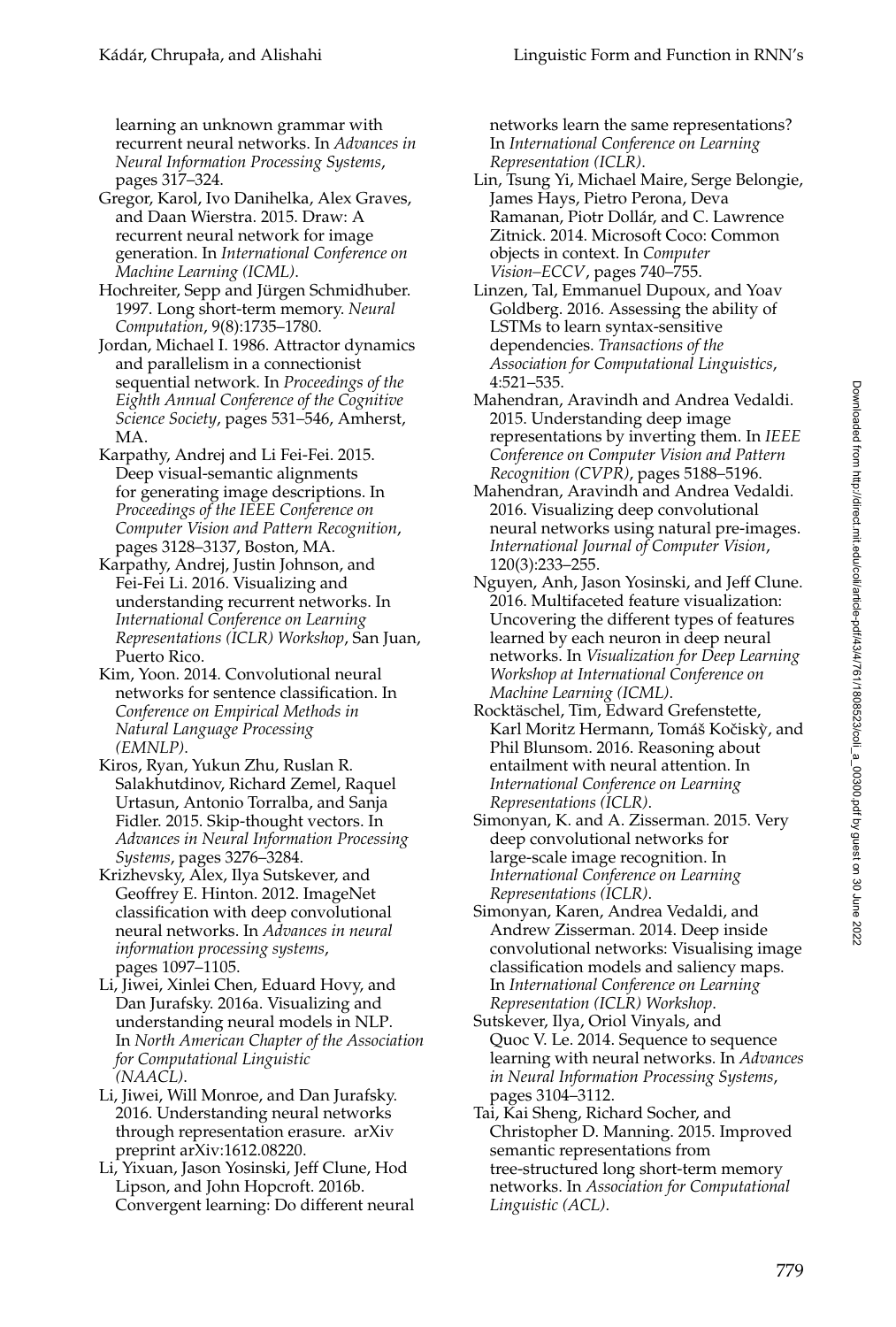learning an unknown grammar with recurrent neural networks. In *Advances in Neural Information Processing Systems*, pages 317–324.

Gregor, Karol, Ivo Danihelka, Alex Graves, and Daan Wierstra. 2015. Draw: A recurrent neural network for image generation. In *International Conference on Machine Learning (ICML)*.

Hochreiter, Sepp and Jürgen Schmidhuber. 1997. Long short-term memory. *Neural Computation*, 9(8):1735–1780.

Jordan, Michael I. 1986. Attractor dynamics and parallelism in a connectionist sequential network. In *Proceedings of the Eighth Annual Conference of the Cognitive Science Society*, pages 531–546, Amherst, MA.

Karpathy, Andrej and Li Fei-Fei. 2015. Deep visual-semantic alignments for generating image descriptions. In *Proceedings of the IEEE Conference on Computer Vision and Pattern Recognition*, pages 3128–3137, Boston, MA.

Karpathy, Andrej, Justin Johnson, and Fei-Fei Li. 2016. Visualizing and understanding recurrent networks. In *International Conference on Learning Representations (ICLR) Workshop*, San Juan, Puerto Rico.

Kim, Yoon. 2014. Convolutional neural networks for sentence classification. In *Conference on Empirical Methods in Natural Language Processing (EMNLP)*.

Kiros, Ryan, Yukun Zhu, Ruslan R. Salakhutdinov, Richard Zemel, Raquel Urtasun, Antonio Torralba, and Sanja Fidler. 2015. Skip-thought vectors. In *Advances in Neural Information Processing Systems*, pages 3276–3284.

Krizhevsky, Alex, Ilya Sutskever, and Geoffrey E. Hinton. 2012. ImageNet classification with deep convolutional neural networks. In *Advances in neural information processing systems*, pages 1097–1105.

Li, Jiwei, Xinlei Chen, Eduard Hovy, and Dan Jurafsky. 2016a. Visualizing and understanding neural models in NLP. In *North American Chapter of the Association for Computational Linguistic (NAACL)*.

Li, Jiwei, Will Monroe, and Dan Jurafsky. 2016. Understanding neural networks through representation erasure. arXiv preprint arXiv:1612.08220.

Li, Yixuan, Jason Yosinski, Jeff Clune, Hod Lipson, and John Hopcroft. 2016b. Convergent learning: Do different neural networks learn the same representations? In *International Conference on Learning Representation (ICLR)*.

Lin, Tsung Yi, Michael Maire, Serge Belongie, James Hays, Pietro Perona, Deva Ramanan, Piotr Dollár, and C. Lawrence Zitnick. 2014. Microsoft Coco: Common objects in context. In *Computer Vision–ECCV*, pages 740–755.

Linzen, Tal, Emmanuel Dupoux, and Yoav Goldberg. 2016. Assessing the ability of LSTMs to learn syntax-sensitive dependencies. *Transactions of the Association for Computational Linguistics*, 4:521–535.

Mahendran, Aravindh and Andrea Vedaldi. 2015. Understanding deep image representations by inverting them. In *IEEE Conference on Computer Vision and Pattern Recognition (CVPR)*, pages 5188–5196.

Mahendran, Aravindh and Andrea Vedaldi. 2016. Visualizing deep convolutional neural networks using natural pre-images. *International Journal of Computer Vision*, 120(3):233–255.

Nguyen, Anh, Jason Yosinski, and Jeff Clune. 2016. Multifaceted feature visualization: Uncovering the different types of features learned by each neuron in deep neural networks. In *Visualization for Deep Learning Workshop at International Conference on Machine Learning (ICML)*.

Rocktäschel, Tim, Edward Grefenstette, Karl Moritz Hermann, Tomáš Kočiskỳ, and Phil Blunsom. 2016. Reasoning about entailment with neural attention. In *International Conference on Learning Representations (ICLR)*.

Simonyan, K. and A. Zisserman. 2015. Very deep convolutional networks for large-scale image recognition. In *International Conference on Learning Representations (ICLR)*.

Simonyan, Karen, Andrea Vedaldi, and Andrew Zisserman. 2014. Deep inside convolutional networks: Visualising image classification models and saliency maps. In *International Conference on Learning Representation (ICLR) Workshop*.

Sutskever, Ilya, Oriol Vinyals, and Quoc V. Le. 2014. Sequence to sequence learning with neural networks. In *Advances in Neural Information Processing Systems*, pages 3104–3112.

Tai, Kai Sheng, Richard Socher, and Christopher D. Manning. 2015. Improved semantic representations from tree-structured long short-term memory networks. In *Association for Computational Linguistic (ACL)*.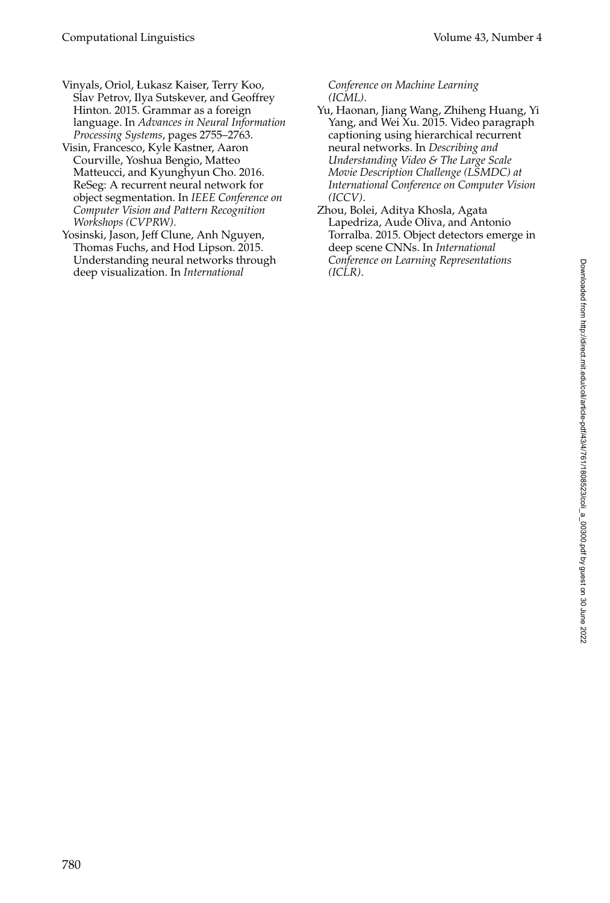Vinyals, Oriol, Łukasz Kaiser, Terry Koo, Slav Petrov, Ilya Sutskever, and Geoffrey Hinton. 2015. Grammar as a foreign language. In *Advances in Neural Information Processing Systems*, pages 2755–2763.

Visin, Francesco, Kyle Kastner, Aaron Courville, Yoshua Bengio, Matteo Matteucci, and Kyunghyun Cho. 2016. ReSeg: A recurrent neural network for object segmentation. In *IEEE Conference on Computer Vision and Pattern Recognition Workshops (CVPRW)*.

Yosinski, Jason, Jeff Clune, Anh Nguyen, Thomas Fuchs, and Hod Lipson. 2015. Understanding neural networks through deep visualization. In *International Conference on Machine Learning (ICML)*.

Yu, Haonan, Jiang Wang, Zhiheng Huang, Yi Yang, and Wei Xu. 2015. Video paragraph captioning using hierarchical recurrent neural networks. In *Describing and Understanding Video & The Large Scale Movie Description Challenge (LSMDC) at International Conference on Computer Vision (ICCV)*.

Zhou, Bolei, Aditya Khosla, Agata Lapedriza, Aude Oliva, and Antonio Torralba. 2015. Object detectors emerge in deep scene CNNs. In *International Conference on Learning Representations (ICLR)*.